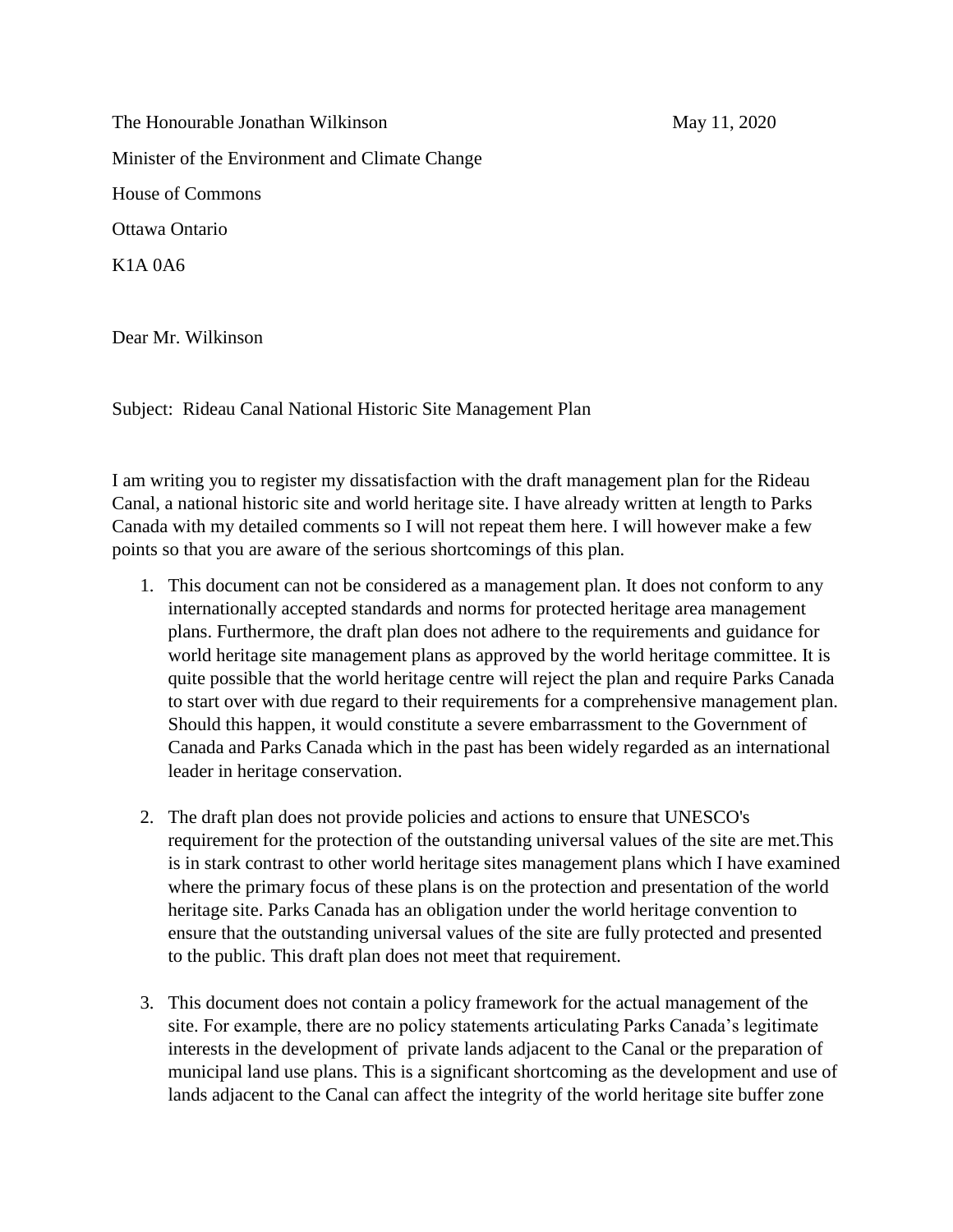The Honourable Jonathan Wilkinson May 11, 2020

Minister of the Environment and Climate Change

House of Commons

Ottawa Ontario

K1A 0A6

Dear Mr. Wilkinson

Subject: Rideau Canal National Historic Site Management Plan

I am writing you to register my dissatisfaction with the draft management plan for the Rideau Canal, a national historic site and world heritage site. I have already written at length to Parks Canada with my detailed comments so I will not repeat them here. I will however make a few points so that you are aware of the serious shortcomings of this plan.

1. This document can not be considered as a management plan. It does not conform to any internationally accepted standards and norms for protected heritage area management plans. Furthermore, the draft plan does not adhere to the requirements and guidance for world heritage site management plans as approved by the world heritage committee. It is quite possible that the world heritage centre will reject the plan and require Parks Canada to start over with due regard to their requirements for a comprehensive management plan. Should this happen, it would constitute a severe embarrassment to the Government of Canada and Parks Canada which in the past has been widely regarded as an international leader in heritage conservation.

2. The draft plan does not provide policies and actions to ensure that UNESCO's requirement for the protection of the outstanding universal values of the site are met.This is in stark contrast to other world heritage sites management plans which I have examined where the primary focus of these plans is on the protection and presentation of the world heritage site. Parks Canada has an obligation under the world heritage convention to ensure that the outstanding universal values of the site are fully protected and presented to the public. This draft plan does not meet that requirement.

3. This document does not contain a policy framework for the actual management of the site. For example, there are no policy statements articulating Parks Canada's legitimate interests in the development of private lands adjacent to the Canal or the preparation of municipal land use plans. This is a significant shortcoming as the development and use of lands adjacent to the Canal can affect the integrity of the world heritage site buffer zone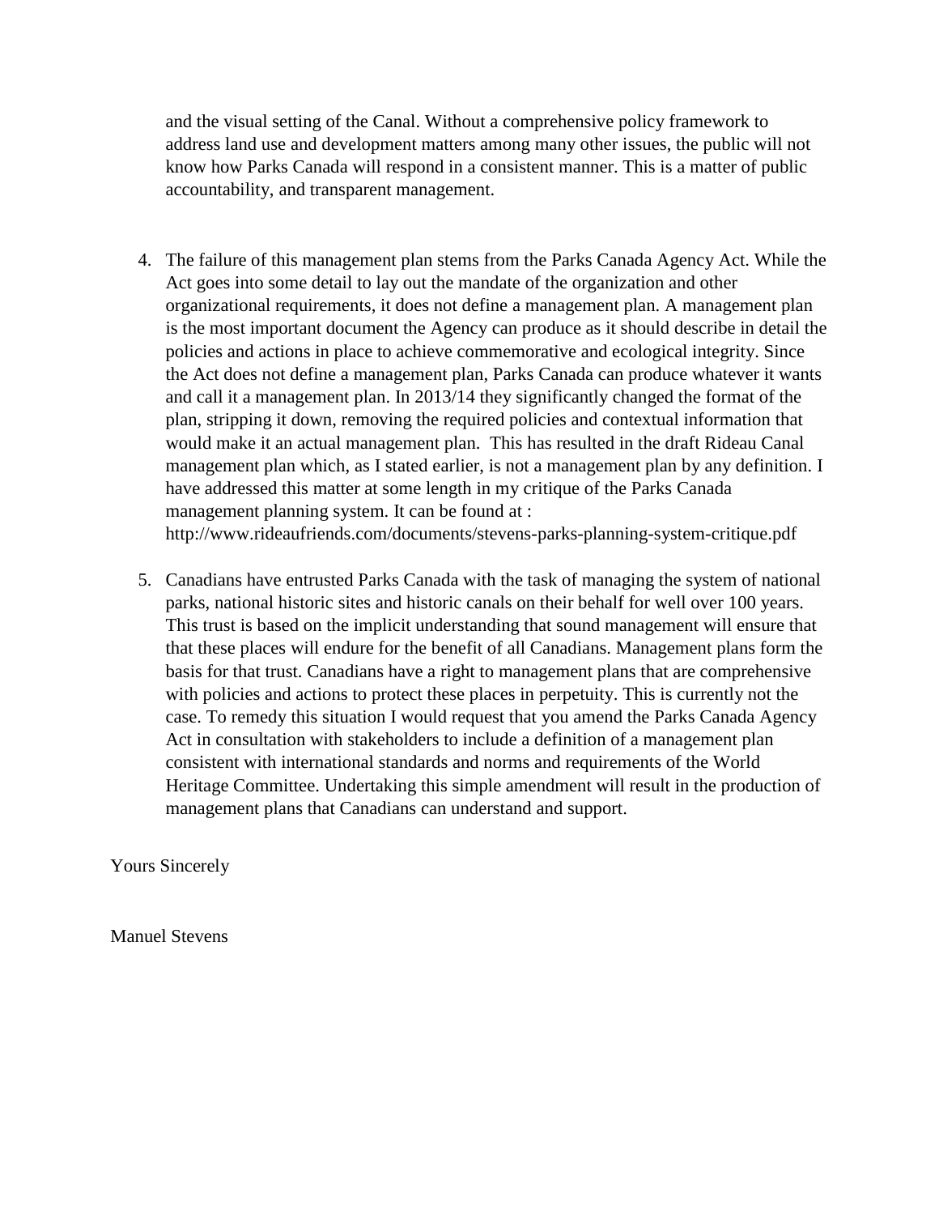and the visual setting of the Canal. Without a comprehensive policy framework to address land use and development matters among many other issues, the public will not know how Parks Canada will respond in a consistent manner. This is a matter of public accountability, and transparent management.

4. The failure of this management plan stems from the Parks Canada Agency Act. While the Act goes into some detail to lay out the mandate of the organization and other organizational requirements, it does not define a management plan. A management plan is the most important document the Agency can produce as it should describe in detail the policies and actions in place to achieve commemorative and ecological integrity. Since the Act does not define a management plan, Parks Canada can produce whatever it wants and call it a management plan. In 2013/14 they significantly changed the format of the plan, stripping it down, removing the required policies and contextual information that would make it an actual management plan. This has resulted in the draft Rideau Canal management plan which, as I stated earlier, is not a management plan by any definition. I have addressed this matter at some length in my critique of the Parks Canada management planning system. It can be found at : http://www.rideaufriends.com/documents/stevens-parks-planning-system-critique.pdf

5. Canadians have entrusted Parks Canada with the task of managing the system of national parks, national historic sites and historic canals on their behalf for well over 100 years. This trust is based on the implicit understanding that sound management will ensure that that these places will endure for the benefit of all Canadians. Management plans form the basis for that trust. Canadians have a right to management plans that are comprehensive with policies and actions to protect these places in perpetuity. This is currently not the case. To remedy this situation I would request that you amend the Parks Canada Agency Act in consultation with stakeholders to include a definition of a management plan consistent with international standards and norms and requirements of the World Heritage Committee. Undertaking this simple amendment will result in the production of management plans that Canadians can understand and support.

Yours Sincerely

Manuel Stevens